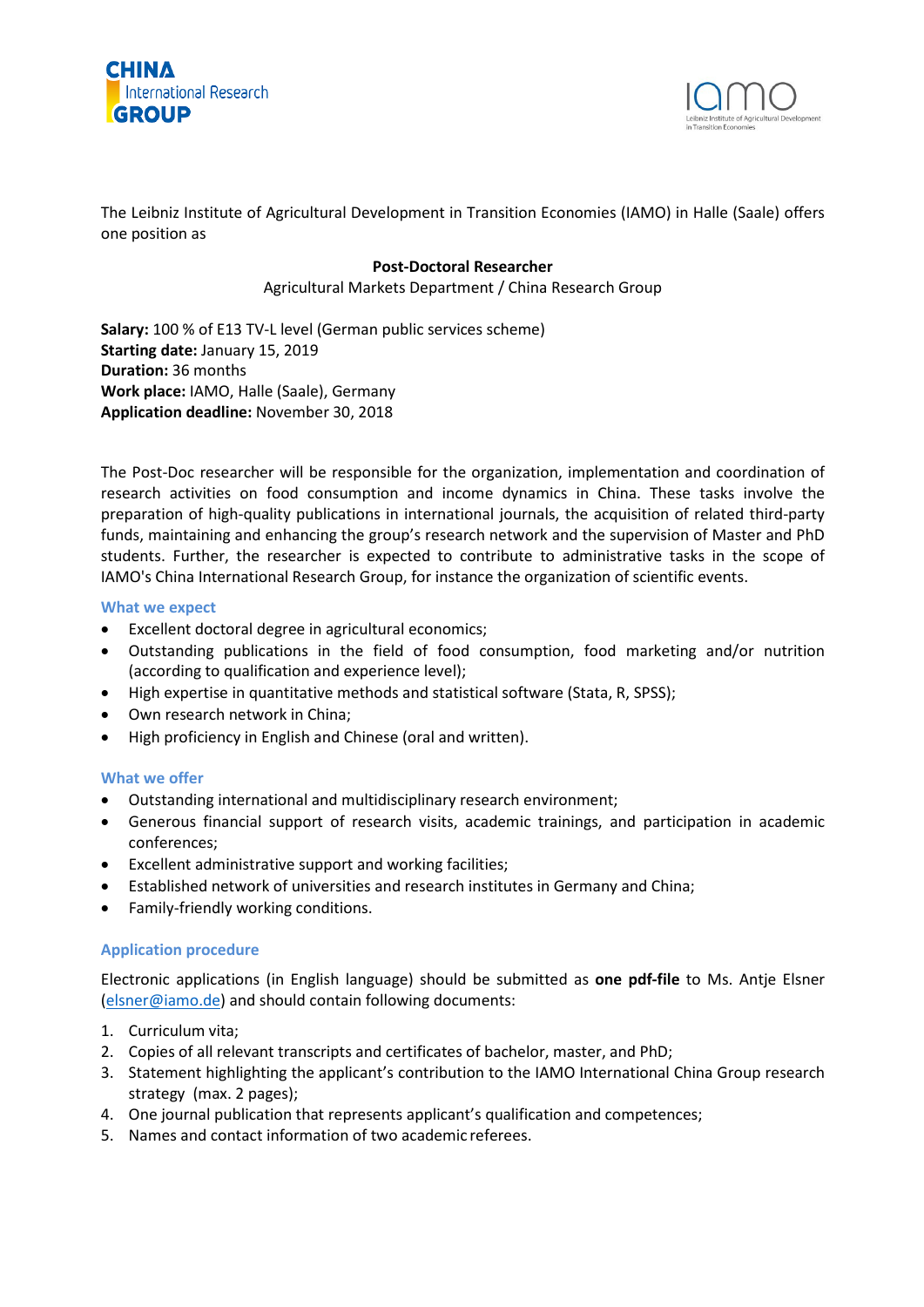The Leibniz Institute of Agricultural Development in Transition Economies (IAMO) in Halle (Saale) offers one position as

**Post-Doctoral Researcher**
Agricultural Markets Department / China Research Group

**Salary:** 100 % of E13 TV-L level (German public services scheme)
**Starting date:** January 15, 2019
**Duration:** 36 months
**Work place:** IAMO, Halle (Saale), Germany
**Application deadline:** November 30, 2018

The Post-Doc researcher will be responsible for the organization, implementation and coordination of research activities on food consumption and income dynamics in China. These tasks involve the preparation of high-quality publications in international journals, the acquisition of related third-party funds, maintaining and enhancing the group's research network and the supervision of Master and PhD students. Further, the researcher is expected to contribute to administrative tasks in the scope of IAMO's China International Research Group, for instance the organization of scientific events.

### What we expect

- Excellent doctoral degree in agricultural economics;
- Outstanding publications in the field of food consumption, food marketing and/or nutrition (according to qualification and experience level);
- High expertise in quantitative methods and statistical software (Stata, R, SPSS);
- Own research network in China;
- High proficiency in English and Chinese (oral and written).

### What we offer

- Outstanding international and multidisciplinary research environment;
- Generous financial support of research visits, academic trainings, and participation in academic conferences;
- Excellent administrative support and working facilities;
- Established network of universities and research institutes in Germany and China;
- Family-friendly working conditions.

### Application procedure

Electronic applications (in English language) should be submitted as **one pdf-file** to Ms. Antje Elsner (elsner@iamo.de) and should contain following documents:

1. Curriculum vita;
2. Copies of all relevant transcripts and certificates of bachelor, master, and PhD;
3. Statement highlighting the applicant's contribution to the IAMO International China Group research strategy (max. 2 pages);
4. One journal publication that represents applicant's qualification and competences;
5. Names and contact information of two academic referees.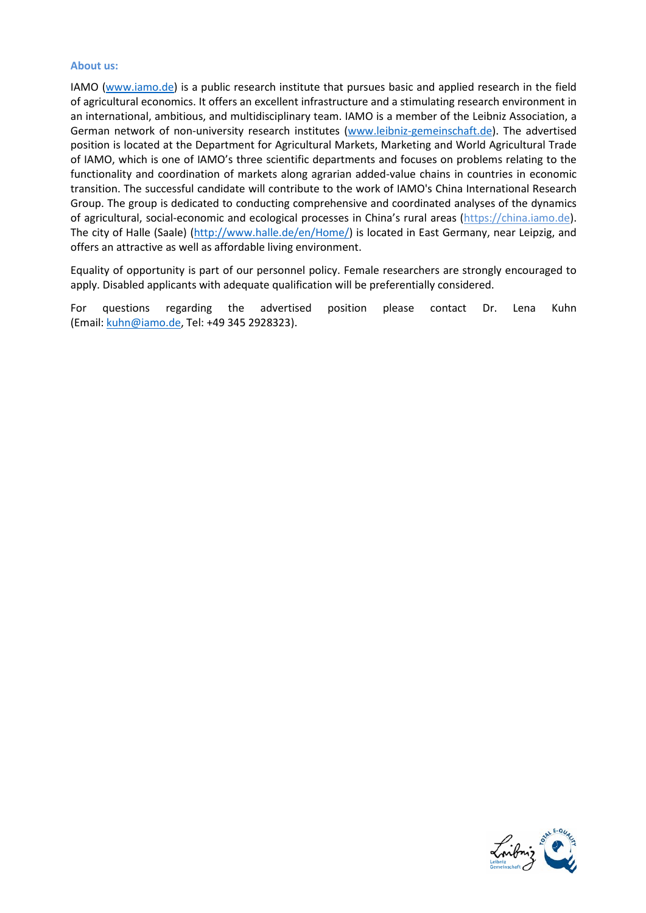**About us:**

IAMO (www.iamo.de) is a public research institute that pursues basic and applied research in the field of agricultural economics. It offers an excellent infrastructure and a stimulating research environment in an international, ambitious, and multidisciplinary team. IAMO is a member of the Leibniz Association, a German network of non-university research institutes (www.leibniz-gemeinschaft.de). The advertised position is located at the Department for Agricultural Markets, Marketing and World Agricultural Trade of IAMO, which is one of IAMO's three scientific departments and focuses on problems relating to the functionality and coordination of markets along agrarian added-value chains in countries in economic transition. The successful candidate will contribute to the work of IAMO's China International Research Group. The group is dedicated to conducting comprehensive and coordinated analyses of the dynamics of agricultural, social-economic and ecological processes in China's rural areas (https://china.iamo.de). The city of Halle (Saale) (http://www.halle.de/en/Home/) is located in East Germany, near Leipzig, and offers an attractive as well as affordable living environment.

Equality of opportunity is part of our personnel policy. Female researchers are strongly encouraged to apply. Disabled applicants with adequate qualification will be preferentially considered.

For questions regarding the advertised position please contact Dr. Lena Kuhn (Email: kuhn@iamo.de, Tel: +49 345 2928323).